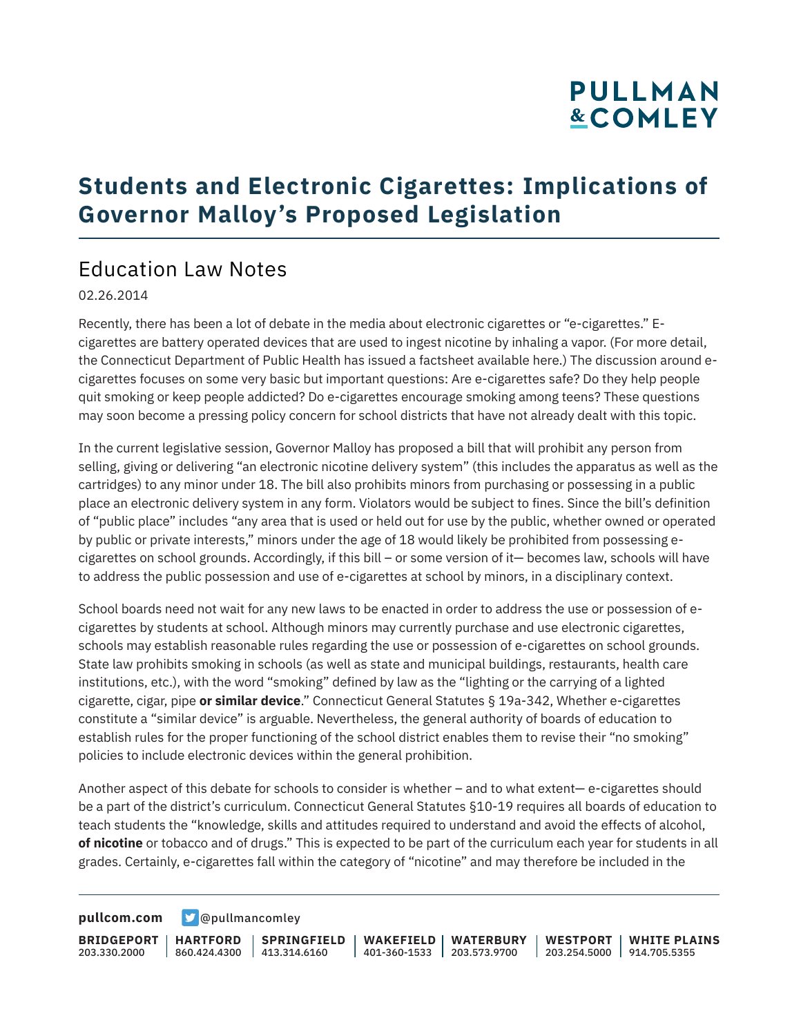# Students and Electronic Cigarettes: Implications of Governor Malloy's Proposed Legislation

## Education Law Notes

02.26.2014

Recently, there has been a lot of debate in the media about electronic cigarettes or "e-cigarettes." E-cigarettes are battery operated devices that are used to ingest nicotine by inhaling a vapor. (For more detail, the Connecticut Department of Public Health has issued a factsheet available here.) The discussion around e-cigarettes focuses on some very basic but important questions: Are e-cigarettes safe? Do they help people quit smoking or keep people addicted? Do e-cigarettes encourage smoking among teens? These questions may soon become a pressing policy concern for school districts that have not already dealt with this topic.

In the current legislative session, Governor Malloy has proposed a bill that will prohibit any person from selling, giving or delivering "an electronic nicotine delivery system" (this includes the apparatus as well as the cartridges) to any minor under 18. The bill also prohibits minors from purchasing or possessing in a public place an electronic delivery system in any form. Violators would be subject to fines. Since the bill's definition of "public place" includes "any area that is used or held out for use by the public, whether owned or operated by public or private interests," minors under the age of 18 would likely be prohibited from possessing e-cigarettes on school grounds. Accordingly, if this bill – or some version of it— becomes law, schools will have to address the public possession and use of e-cigarettes at school by minors, in a disciplinary context.

School boards need not wait for any new laws to be enacted in order to address the use or possession of e-cigarettes by students at school. Although minors may currently purchase and use electronic cigarettes, schools may establish reasonable rules regarding the use or possession of e-cigarettes on school grounds. State law prohibits smoking in schools (as well as state and municipal buildings, restaurants, health care institutions, etc.), with the word "smoking" defined by law as the "lighting or the carrying of a lighted cigarette, cigar, pipe **or similar device**." Connecticut General Statutes § 19a-342, Whether e-cigarettes constitute a "similar device" is arguable. Nevertheless, the general authority of boards of education to establish rules for the proper functioning of the school district enables them to revise their "no smoking" policies to include electronic devices within the general prohibition.

Another aspect of this debate for schools to consider is whether – and to what extent— e-cigarettes should be a part of the district's curriculum. Connecticut General Statutes §10-19 requires all boards of education to teach students the "knowledge, skills and attitudes required to understand and avoid the effects of alcohol, **of nicotine** or tobacco and of drugs." This is expected to be part of the curriculum each year for students in all grades. Certainly, e-cigarettes fall within the category of "nicotine" and may therefore be included in the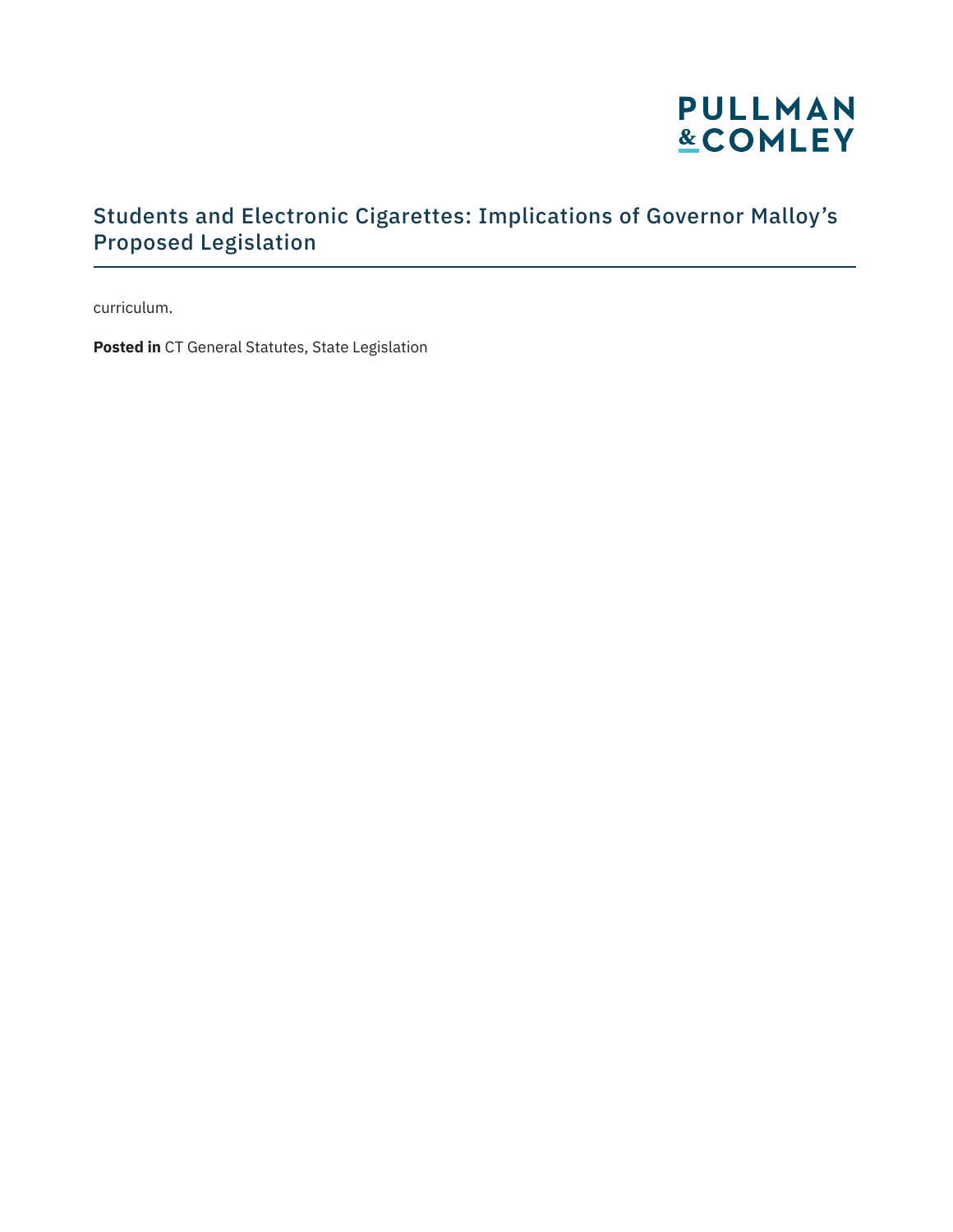curriculum.

**Posted in** CT General Statutes, State Legislation